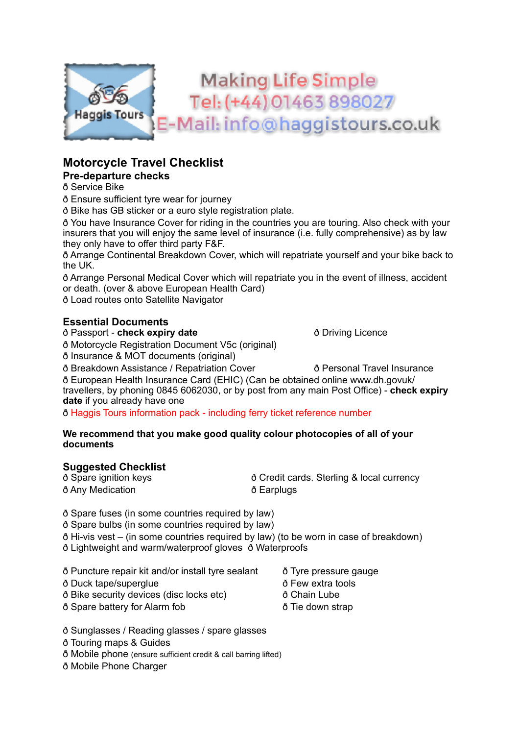Making Life Simple
Tel: (+44) 01463 898027
E-Mail: info@haggistours.co.uk

# Motorcycle Travel Checklist

## Pre-departure checks

ð Service Bike
ð Ensure sufficient tyre wear for journey
ð Bike has GB sticker or a euro style registration plate.
ð You have Insurance Cover for riding in the countries you are touring. Also check with your insurers that you will enjoy the same level of insurance (i.e. fully comprehensive) as by law they only have to offer third party F&F.
ð Arrange Continental Breakdown Cover, which will repatriate yourself and your bike back to the UK.
ð Arrange Personal Medical Cover which will repatriate you in the event of illness, accident or death. (over & above European Health Card)
ð Load routes onto Satellite Navigator

## Essential Documents

ð Passport - **check expiry date**
ð Driving Licence
ð Motorcycle Registration Document V5c (original)
ð Insurance & MOT documents (original)
ð Breakdown Assistance / Repatriation Cover
ð Personal Travel Insurance
ð European Health Insurance Card (EHIC) (Can be obtained online www.dh.govuk/travellers, by phoning 0845 6062030, or by post from any main Post Office) - **check expiry date** if you already have one
ð Haggis Tours information pack - including ferry ticket reference number

**We recommend that you make good quality colour photocopies of all of your documents**

## Suggested Checklist

ð Spare ignition keys
ð Credit cards. Sterling & local currency
ð Any Medication
ð Earplugs

ð Spare fuses (in some countries required by law)
ð Spare bulbs (in some countries required by law)
ð Hi-vis vest – (in some countries required by law) (to be worn in case of breakdown)
ð Lightweight and warm/waterproof gloves
ð Waterproofs

ð Puncture repair kit and/or install tyre sealant
ð Tyre pressure gauge
ð Duck tape/superglue
ð Few extra tools
ð Bike security devices (disc locks etc)
ð Chain Lube
ð Spare battery for Alarm fob
ð Tie down strap

ð Sunglasses / Reading glasses / spare glasses
ð Touring maps & Guides
ð Mobile phone (ensure sufficient credit & call barring lifted)
ð Mobile Phone Charger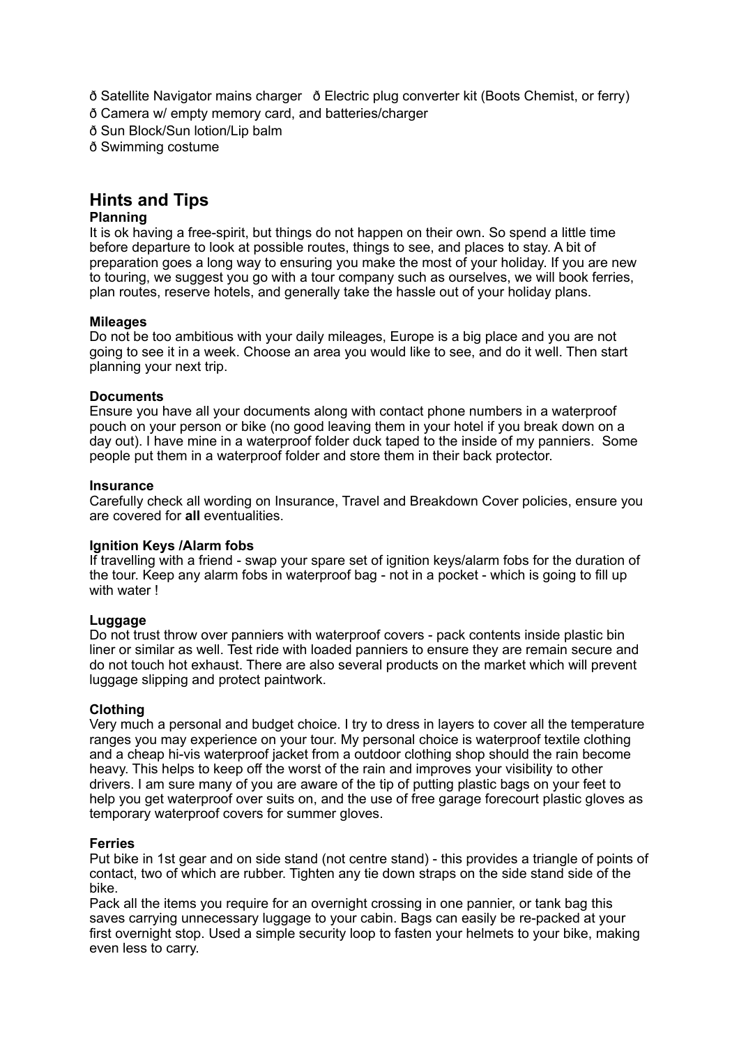ð Satellite Navigator mains charger   ð Electric plug converter kit (Boots Chemist, or ferry)

ð Camera w/ empty memory card, and batteries/charger

ð Sun Block/Sun lotion/Lip balm

ð Swimming costume

## Hints and Tips

**Planning**

It is ok having a free-spirit, but things do not happen on their own. So spend a little time before departure to look at possible routes, things to see, and places to stay. A bit of preparation goes a long way to ensuring you make the most of your holiday. If you are new to touring, we suggest you go with a tour company such as ourselves, we will book ferries, plan routes, reserve hotels, and generally take the hassle out of your holiday plans.

**Mileages**

Do not be too ambitious with your daily mileages, Europe is a big place and you are not going to see it in a week. Choose an area you would like to see, and do it well. Then start planning your next trip.

**Documents**

Ensure you have all your documents along with contact phone numbers in a waterproof pouch on your person or bike (no good leaving them in your hotel if you break down on a day out). I have mine in a waterproof folder duck taped to the inside of my panniers. Some people put them in a waterproof folder and store them in their back protector.

**Insurance**

Carefully check all wording on Insurance, Travel and Breakdown Cover policies, ensure you are covered for **all** eventualities.

**Ignition Keys /Alarm fobs**

If travelling with a friend - swap your spare set of ignition keys/alarm fobs for the duration of the tour. Keep any alarm fobs in waterproof bag - not in a pocket - which is going to fill up with water !

**Luggage**

Do not trust throw over panniers with waterproof covers - pack contents inside plastic bin liner or similar as well. Test ride with loaded panniers to ensure they are remain secure and do not touch hot exhaust. There are also several products on the market which will prevent luggage slipping and protect paintwork.

**Clothing**

Very much a personal and budget choice. I try to dress in layers to cover all the temperature ranges you may experience on your tour. My personal choice is waterproof textile clothing and a cheap hi-vis waterproof jacket from a outdoor clothing shop should the rain become heavy. This helps to keep off the worst of the rain and improves your visibility to other drivers. I am sure many of you are aware of the tip of putting plastic bags on your feet to help you get waterproof over suits on, and the use of free garage forecourt plastic gloves as temporary waterproof covers for summer gloves.

**Ferries**

Put bike in 1st gear and on side stand (not centre stand) - this provides a triangle of points of contact, two of which are rubber. Tighten any tie down straps on the side stand side of the bike.

Pack all the items you require for an overnight crossing in one pannier, or tank bag this saves carrying unnecessary luggage to your cabin. Bags can easily be re-packed at your first overnight stop. Used a simple security loop to fasten your helmets to your bike, making even less to carry.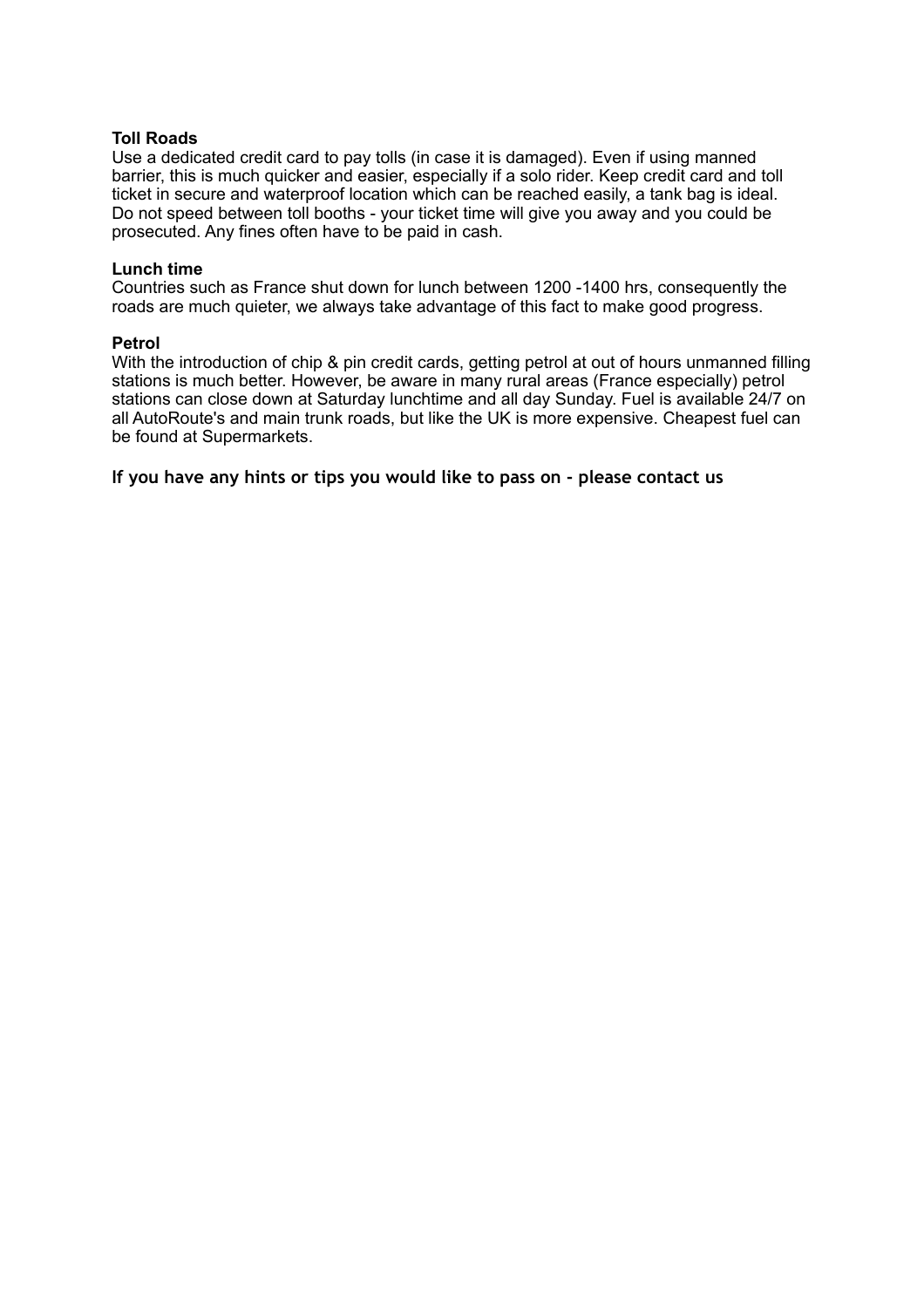**Toll Roads**

Use a dedicated credit card to pay tolls (in case it is damaged). Even if using manned barrier, this is much quicker and easier, especially if a solo rider. Keep credit card and toll ticket in secure and waterproof location which can be reached easily, a tank bag is ideal. Do not speed between toll booths - your ticket time will give you away and you could be prosecuted. Any fines often have to be paid in cash.

**Lunch time**

Countries such as France shut down for lunch between 1200 -1400 hrs, consequently the roads are much quieter, we always take advantage of this fact to make good progress.

**Petrol**

With the introduction of chip & pin credit cards, getting petrol at out of hours unmanned filling stations is much better. However, be aware in many rural areas (France especially) petrol stations can close down at Saturday lunchtime and all day Sunday. Fuel is available 24/7 on all AutoRoute's and main trunk roads, but like the UK is more expensive. Cheapest fuel can be found at Supermarkets.

**If you have any hints or tips you would like to pass on - please contact us**